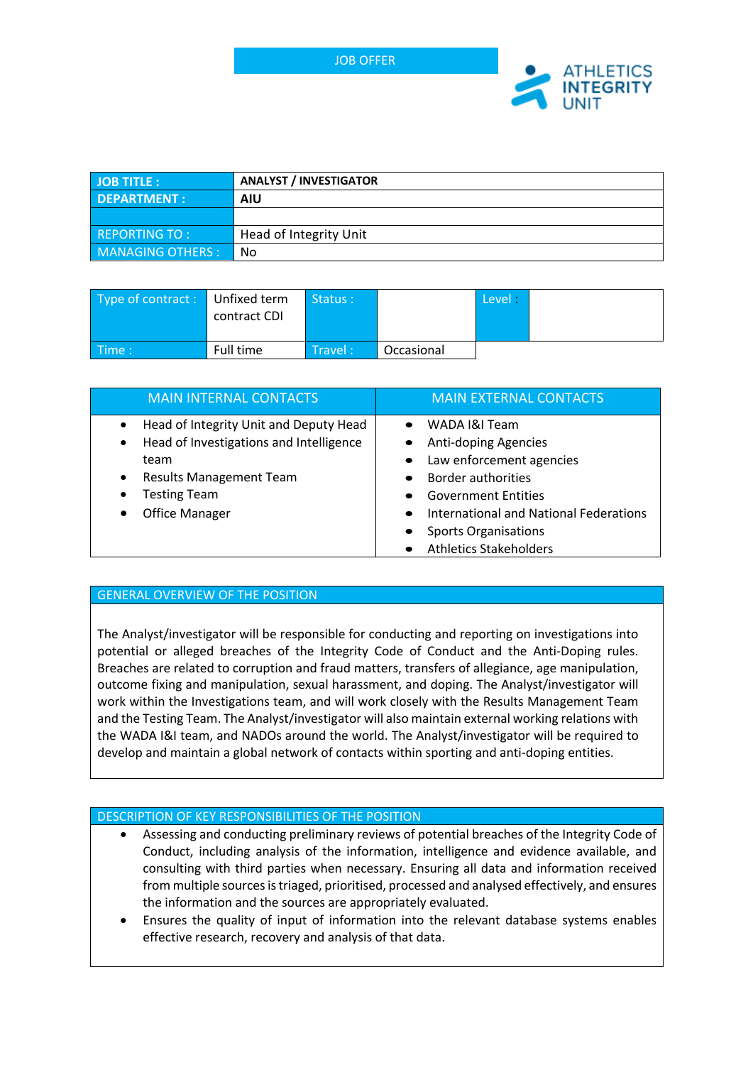JOB OFFER

ATHLETICS INTEGRITY UNIT

| JOB TITLE : | ANALYST / INVESTIGATOR |
|---|---|
| DEPARTMENT : | AIU |
| | |
| REPORTING TO : | Head of Integrity Unit |
| MANAGING OTHERS : | No |

| Type of contract : | Unfixed term contract CDI | Status : | | Level : | |
|---|---|---|---|---|---|
| Time : | Full time | Travel : | Occasional | | |

| MAIN INTERNAL CONTACTS | MAIN EXTERNAL CONTACTS |
|---|---|
| • Head of Integrity Unit and Deputy Head<br>• Head of Investigations and Intelligence team<br>• Results Management Team<br>• Testing Team<br>• Office Manager | • WADA I&I Team<br>• Anti-doping Agencies<br>• Law enforcement agencies<br>• Border authorities<br>• Government Entities<br>• International and National Federations<br>• Sports Organisations<br>• Athletics Stakeholders |

## GENERAL OVERVIEW OF THE POSITION

The Analyst/investigator will be responsible for conducting and reporting on investigations into potential or alleged breaches of the Integrity Code of Conduct and the Anti-Doping rules. Breaches are related to corruption and fraud matters, transfers of allegiance, age manipulation, outcome fixing and manipulation, sexual harassment, and doping. The Analyst/investigator will work within the Investigations team, and will work closely with the Results Management Team and the Testing Team. The Analyst/investigator will also maintain external working relations with the WADA I&I team, and NADOs around the world. The Analyst/investigator will be required to develop and maintain a global network of contacts within sporting and anti-doping entities.

## DESCRIPTION OF KEY RESPONSIBILITIES OF THE POSITION

- Assessing and conducting preliminary reviews of potential breaches of the Integrity Code of Conduct, including analysis of the information, intelligence and evidence available, and consulting with third parties when necessary. Ensuring all data and information received from multiple sources is triaged, prioritised, processed and analysed effectively, and ensures the information and the sources are appropriately evaluated.
- Ensures the quality of input of information into the relevant database systems enables effective research, recovery and analysis of that data.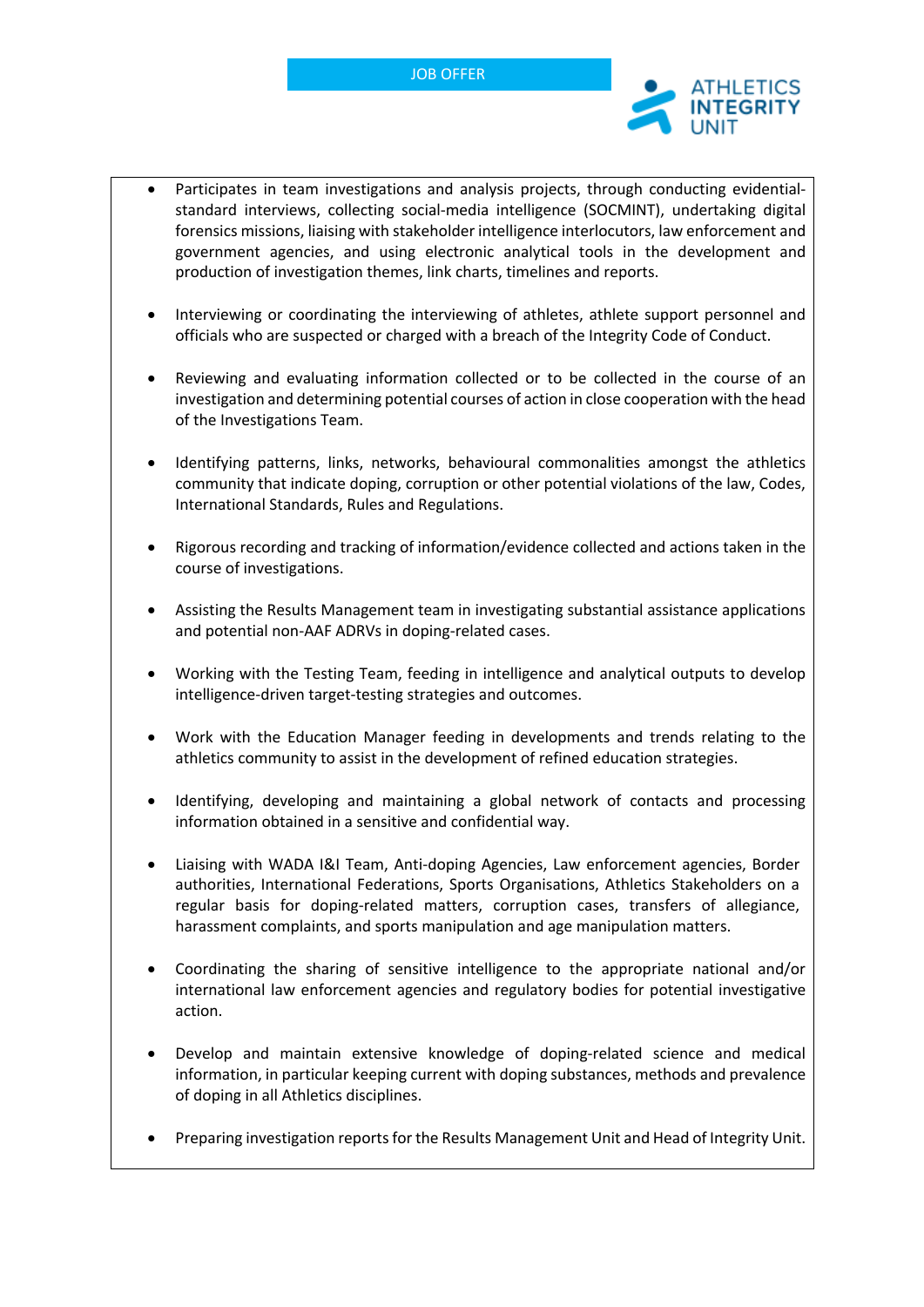- Participates in team investigations and analysis projects, through conducting evidential-standard interviews, collecting social-media intelligence (SOCMINT), undertaking digital forensics missions, liaising with stakeholder intelligence interlocutors, law enforcement and government agencies, and using electronic analytical tools in the development and production of investigation themes, link charts, timelines and reports.

- Interviewing or coordinating the interviewing of athletes, athlete support personnel and officials who are suspected or charged with a breach of the Integrity Code of Conduct.

- Reviewing and evaluating information collected or to be collected in the course of an investigation and determining potential courses of action in close cooperation with the head of the Investigations Team.

- Identifying patterns, links, networks, behavioural commonalities amongst the athletics community that indicate doping, corruption or other potential violations of the law, Codes, International Standards, Rules and Regulations.

- Rigorous recording and tracking of information/evidence collected and actions taken in the course of investigations.

- Assisting the Results Management team in investigating substantial assistance applications and potential non-AAF ADRVs in doping-related cases.

- Working with the Testing Team, feeding in intelligence and analytical outputs to develop intelligence-driven target-testing strategies and outcomes.

- Work with the Education Manager feeding in developments and trends relating to the athletics community to assist in the development of refined education strategies.

- Identifying, developing and maintaining a global network of contacts and processing information obtained in a sensitive and confidential way.

- Liaising with WADA I&I Team, Anti-doping Agencies, Law enforcement agencies, Border authorities, International Federations, Sports Organisations, Athletics Stakeholders on a regular basis for doping-related matters, corruption cases, transfers of allegiance, harassment complaints, and sports manipulation and age manipulation matters.

- Coordinating the sharing of sensitive intelligence to the appropriate national and/or international law enforcement agencies and regulatory bodies for potential investigative action.

- Develop and maintain extensive knowledge of doping-related science and medical information, in particular keeping current with doping substances, methods and prevalence of doping in all Athletics disciplines.

- Preparing investigation reports for the Results Management Unit and Head of Integrity Unit.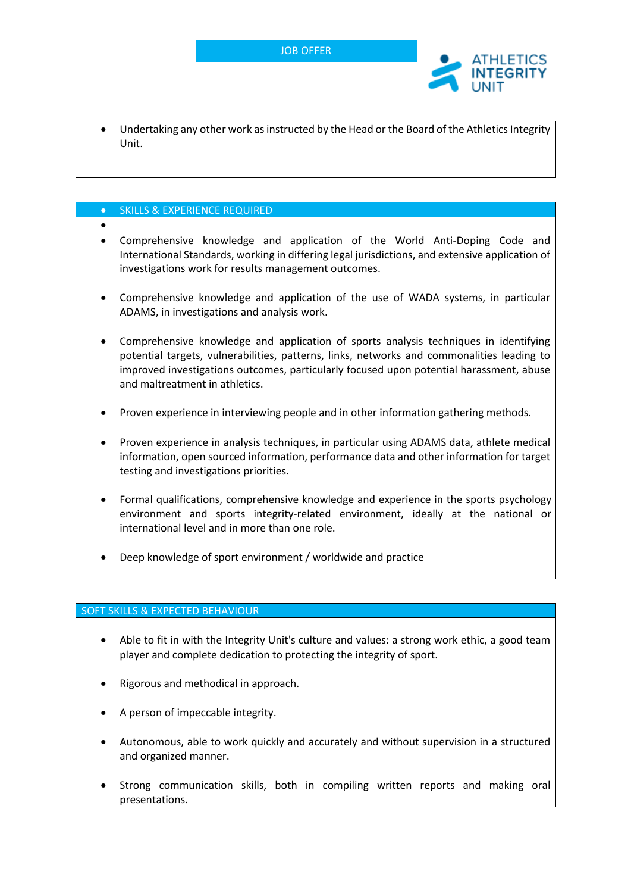- Undertaking any other work as instructed by the Head or the Board of the Athletics Integrity Unit.

## SKILLS & EXPERIENCE REQUIRED

- Comprehensive knowledge and application of the World Anti-Doping Code and International Standards, working in differing legal jurisdictions, and extensive application of investigations work for results management outcomes.

- Comprehensive knowledge and application of the use of WADA systems, in particular ADAMS, in investigations and analysis work.

- Comprehensive knowledge and application of sports analysis techniques in identifying potential targets, vulnerabilities, patterns, links, networks and commonalities leading to improved investigations outcomes, particularly focused upon potential harassment, abuse and maltreatment in athletics.

- Proven experience in interviewing people and in other information gathering methods.

- Proven experience in analysis techniques, in particular using ADAMS data, athlete medical information, open sourced information, performance data and other information for target testing and investigations priorities.

- Formal qualifications, comprehensive knowledge and experience in the sports psychology environment and sports integrity-related environment, ideally at the national or international level and in more than one role.

- Deep knowledge of sport environment / worldwide and practice

## SOFT SKILLS & EXPECTED BEHAVIOUR

- Able to fit in with the Integrity Unit's culture and values: a strong work ethic, a good team player and complete dedication to protecting the integrity of sport.

- Rigorous and methodical in approach.

- A person of impeccable integrity.

- Autonomous, able to work quickly and accurately and without supervision in a structured and organized manner.

- Strong communication skills, both in compiling written reports and making oral presentations.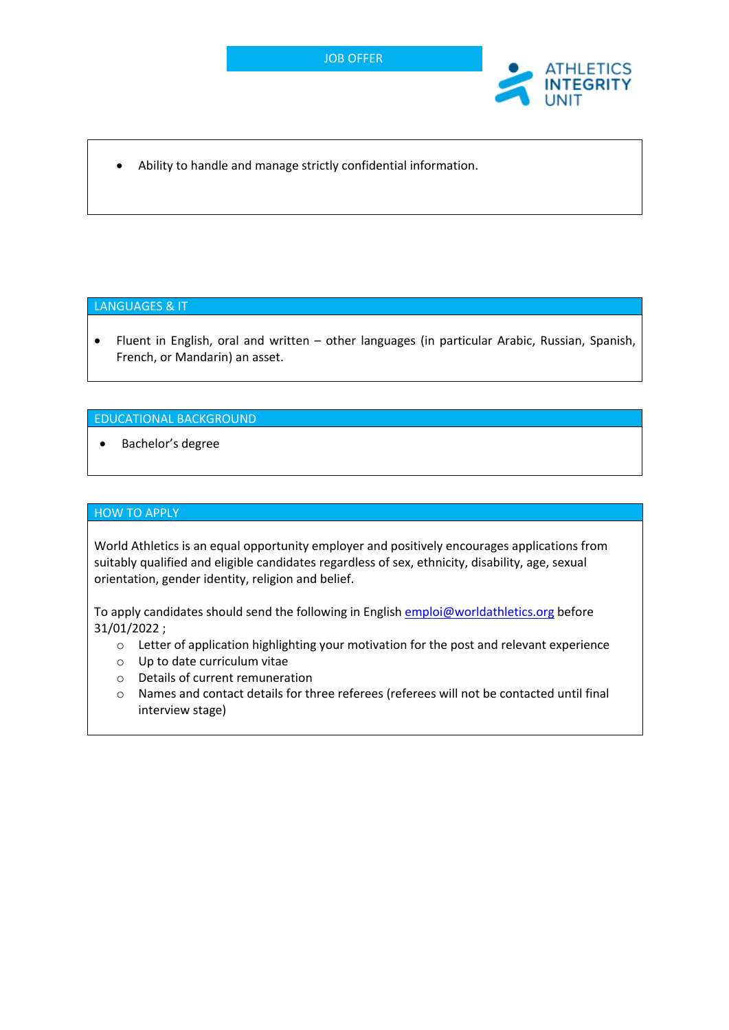- Ability to handle and manage strictly confidential information.

## LANGUAGES & IT

- Fluent in English, oral and written – other languages (in particular Arabic, Russian, Spanish, French, or Mandarin) an asset.

## EDUCATIONAL BACKGROUND

- Bachelor's degree

## HOW TO APPLY

World Athletics is an equal opportunity employer and positively encourages applications from suitably qualified and eligible candidates regardless of sex, ethnicity, disability, age, sexual orientation, gender identity, religion and belief.

To apply candidates should send the following in English emploi@worldathletics.org before 31/01/2022 ;

- Letter of application highlighting your motivation for the post and relevant experience
- Up to date curriculum vitae
- Details of current remuneration
- Names and contact details for three referees (referees will not be contacted until final interview stage)